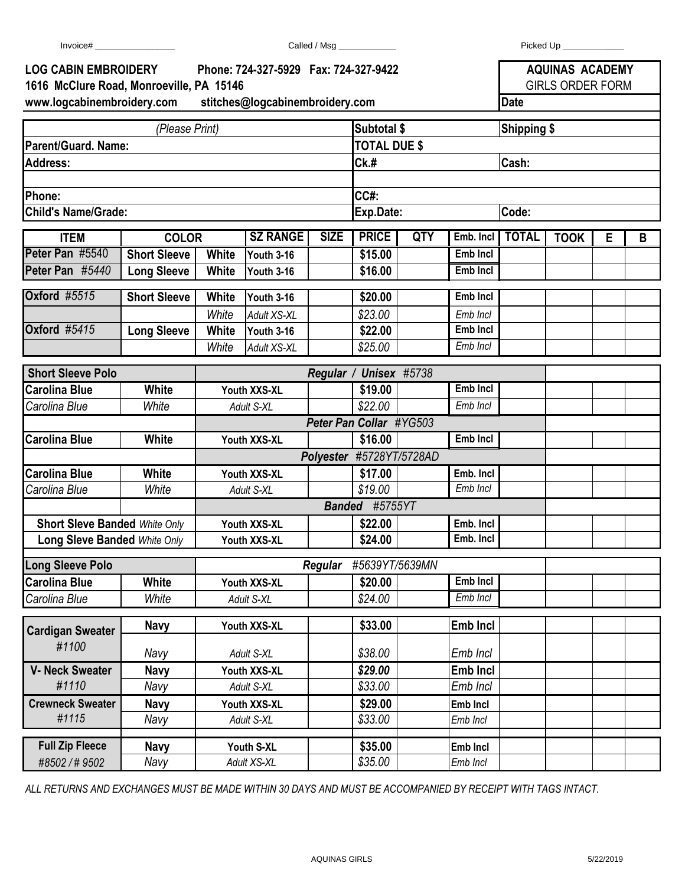Invoice# ________________ Called / Msg ____________ Picked Up ____________

**LOG CABIN EMBROIDERY** Phone: 724-327-5929 Fax: 724-327-9422
**1616 McClure Road, Monroeville, PA 15146**
**www.logcabinembroidery.com** stitches@logcabinembroidery.com

**AQUINAS ACADEMY**
GIRLS ORDER FORM
**Date**

| *(Please Print)* | Subtotal $ | | Shipping $ |
|---|---|---|---|
| **Parent/Guard. Name:** | **TOTAL DUE $** | | |
| **Address:** | **Ck.#** | | **Cash:** |
| | | | |
| **Phone:** | **CC#:** | | |
| **Child's Name/Grade:** | **Exp.Date:** | | **Code:** |

| ITEM | COLOR | | SZ RANGE | SIZE | PRICE | QTY | Emb. Incl | TOTAL | TOOK | E | B |
|---|---|---|---|---|---|---|---|---|---|---|---|
| **Peter Pan** #5540 | **Short Sleeve** | **White** | **Youth 3-16** | | **$15.00** | | **Emb Incl** | | | | |
| **Peter Pan** *#5440* | **Long Sleeve** | **White** | **Youth 3-16** | | **$16.00** | | **Emb Incl** | | | | |
| **Oxford** *#5515* | **Short Sleeve** | **White** | **Youth 3-16** | | **$20.00** | | **Emb Incl** | | | | |
| | | *White* | *Adult XS-XL* | | *$23.00* | | *Emb Incl* | | | | |
| **Oxford** *#5415* | **Long Sleeve** | **White** | **Youth 3-16** | | **$22.00** | | **Emb Incl** | | | | |
| | | *White* | *Adult XS-XL* | | *$25.00* | | *Emb Incl* | | | | |
| **Short Sleeve Polo** | | ***Regular / Unisex*** *#5738* | | | | | | | | | |
| **Carolina Blue** | **White** | | **Youth XXS-XL** | | **$19.00** | | **Emb Incl** | | | | |
| *Carolina Blue* | *White* | | *Adult S-XL* | | *$22.00* | | *Emb Incl* | | | | |
| | | ***Peter Pan Collar*** *#YG503* | | | | | | | | | |
| **Carolina Blue** | **White** | | **Youth XXS-XL** | | **$16.00** | | **Emb Incl** | | | | |
| | | ***Polyester*** *#5728YT/5728AD* | | | | | | | | | |
| **Carolina Blue** | **White** | | **Youth XXS-XL** | | **$17.00** | | **Emb. Incl** | | | | |
| *Carolina Blue* | *White* | | *Adult S-XL* | | *$19.00* | | *Emb Incl* | | | | |
| | | ***Banded*** *#5755YT* | | | | | | | | | |
| **Short Sleve Banded** *White Only* | | | **Youth XXS-XL** | | **$22.00** | | **Emb. Incl** | | | | |
| **Long Sleve Banded** *White Only* | | | **Youth XXS-XL** | | **$24.00** | | **Emb. Incl** | | | | |
| **Long Sleeve Polo** | | ***Regular*** *#5639YT/5639MN* | | | | | | | | | |
| **Carolina Blue** | **White** | | **Youth XXS-XL** | | **$20.00** | | **Emb Incl** | | | | |
| *Carolina Blue* | *White* | | *Adult S-XL* | | *$24.00* | | *Emb Incl* | | | | |
| **Cardigan Sweater** *#1100* | **Navy** | | **Youth XXS-XL** | | **$33.00** | | **Emb Incl** | | | | |
| | *Navy* | | *Adult S-XL* | | *$38.00* | | *Emb Incl* | | | | |
| **V- Neck Sweater** *#1110* | **Navy** | | **Youth XXS-XL** | | ***$29.00*** | | **Emb Incl** | | | | |
| | *Navy* | | *Adult S-XL* | | *$33.00* | | *Emb Incl* | | | | |
| **Crewneck Sweater** *#1115* | **Navy** | | **Youth XXS-XL** | | **$29.00** | | **Emb Incl** | | | | |
| | *Navy* | | *Adult S-XL* | | *$33.00* | | *Emb Incl* | | | | |
| **Full Zip Fleece** *#8502 / # 9502* | **Navy** | | **Youth S-XL** | | **$35.00** | | **Emb Incl** | | | | |
| | *Navy* | | *Adult XS-XL* | | *$35.00* | | *Emb Incl* | | | | |

*ALL RETURNS AND EXCHANGES MUST BE MADE WITHIN 30 DAYS AND MUST BE ACCOMPANIED BY RECEIPT WITH TAGS INTACT.*

AQUINAS GIRLS 5/22/2019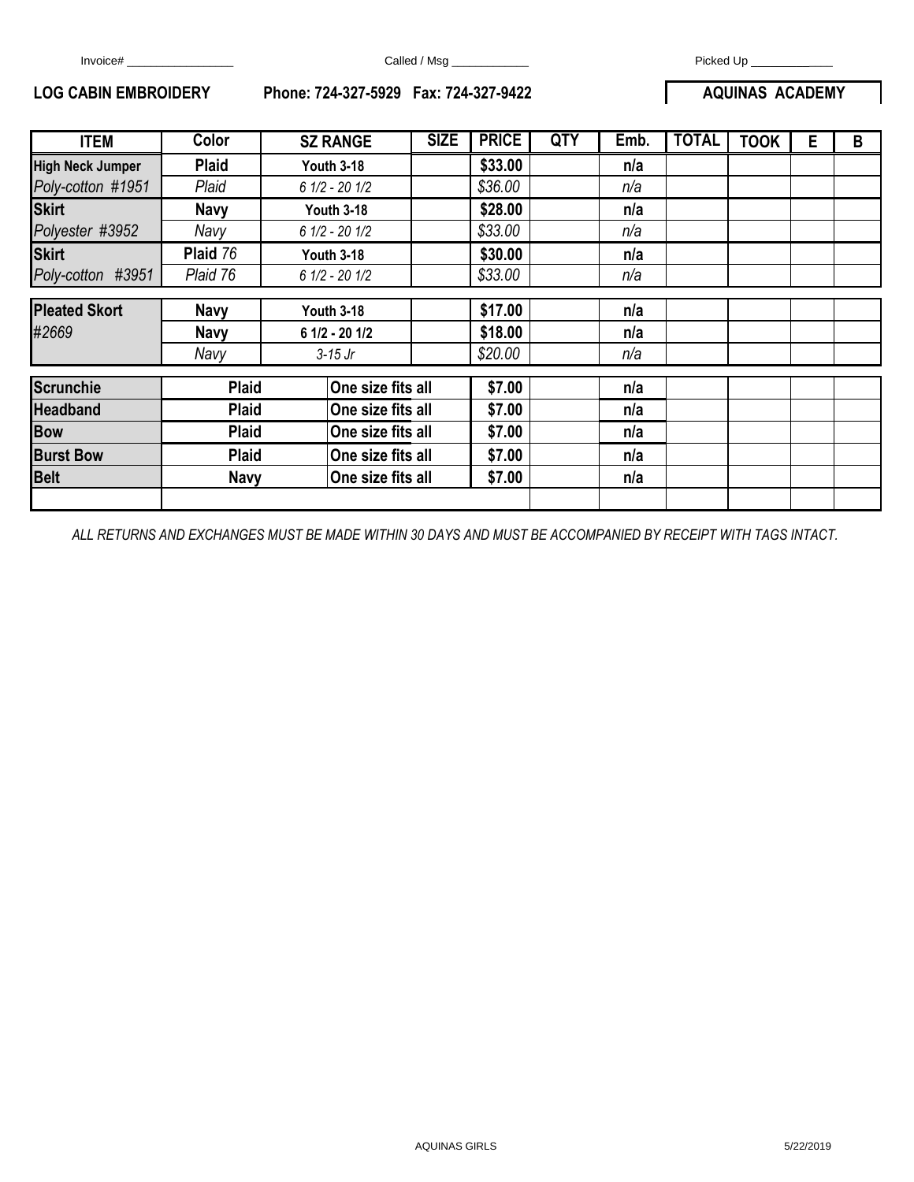Invoice# ________________ Called / Msg ____________ Picked Up ____________

**LOG CABIN EMBROIDERY** **Phone: 724-327-5929 Fax: 724-327-9422** **AQUINAS ACADEMY**

| ITEM | Color | SZ RANGE | SIZE | PRICE | QTY | Emb. | TOTAL | TOOK | E | B |
|---|---|---|---|---|---|---|---|---|---|---|
| **High Neck Jumper** | **Plaid** | **Youth 3-18** | | **$33.00** | | **n/a** | | | | |
| *Poly-cotton #1951* | *Plaid* | *6 1/2 - 20 1/2* | | *$36.00* | | *n/a* | | | | |
| **Skirt** | **Navy** | **Youth 3-18** | | **$28.00** | | **n/a** | | | | |
| *Polyester #3952* | *Navy* | *6 1/2 - 20 1/2* | | *$33.00* | | *n/a* | | | | |
| **Skirt** | **Plaid** *76* | **Youth 3-18** | | **$30.00** | | **n/a** | | | | |
| *Poly-cotton #3951* | *Plaid 76* | *6 1/2 - 20 1/2* | | *$33.00* | | *n/a* | | | | |
| **Pleated Skort** | **Navy** | **Youth 3-18** | | **$17.00** | | **n/a** | | | | |
| *#2669* | **Navy** | **6 1/2 - 20 1/2** | | **$18.00** | | **n/a** | | | | |
| | *Navy* | *3-15 Jr* | | *$20.00* | | *n/a* | | | | |
| **Scrunchie** | **Plaid** | **One size fits all** | | **$7.00** | | **n/a** | | | | |
| **Headband** | **Plaid** | **One size fits all** | | **$7.00** | | **n/a** | | | | |
| **Bow** | **Plaid** | **One size fits all** | | **$7.00** | | **n/a** | | | | |
| **Burst Bow** | **Plaid** | **One size fits all** | | **$7.00** | | **n/a** | | | | |
| **Belt** | **Navy** | **One size fits all** | | **$7.00** | | **n/a** | | | | |
| | | | | | | | | | | |

*ALL RETURNS AND EXCHANGES MUST BE MADE WITHIN 30 DAYS AND MUST BE ACCOMPANIED BY RECEIPT WITH TAGS INTACT.*

AQUINAS GIRLS 5/22/2019